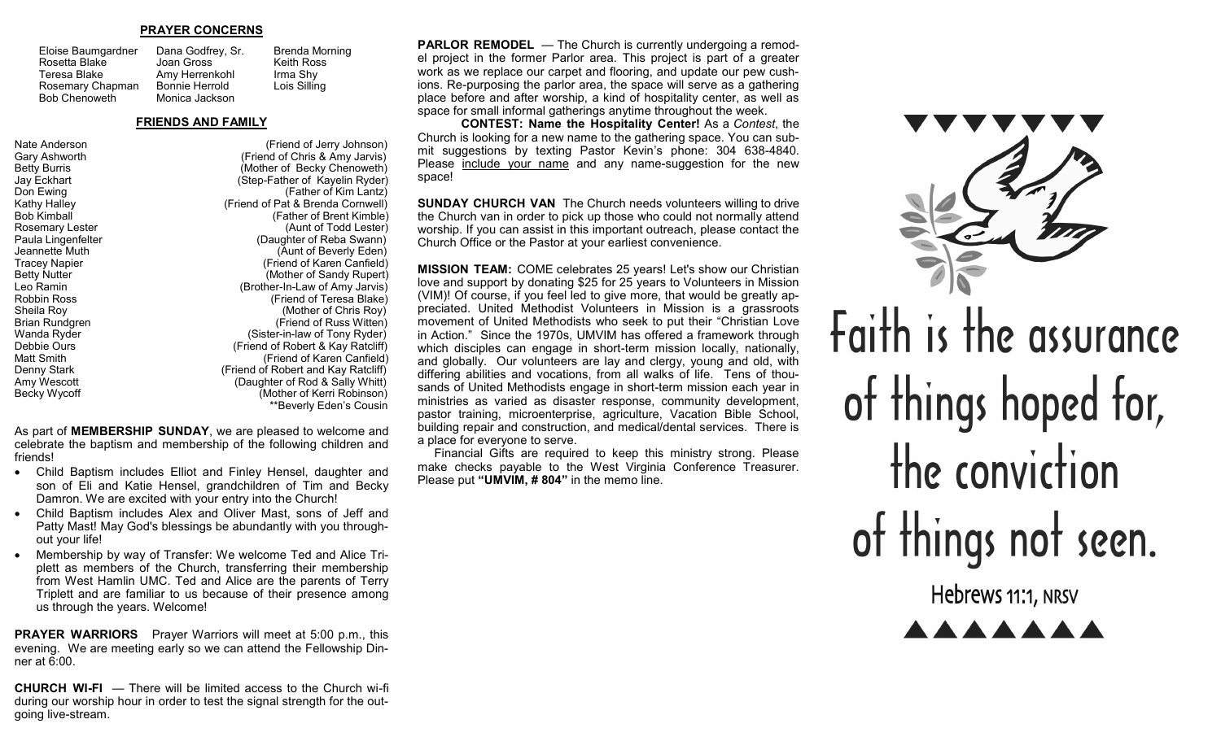## PRAYER CONCERNS

| | | |
|---|---|---|
| Eloise Baumgardner | Dana Godfrey, Sr. | Brenda Morning |
| Rosetta Blake | Joan Gross | Keith Ross |
| Teresa Blake | Amy Herrenkohl | Irma Shy |
| Rosemary Chapman | Bonnie Herrold | Lois Silling |
| Bob Chenoweth | Monica Jackson | |

## FRIENDS AND FAMILY

| | |
|---|---|
| Nate Anderson | (Friend of Jerry Johnson) |
| Gary Ashworth | (Friend of Chris & Amy Jarvis) |
| Betty Burris | (Mother of Becky Chenoweth) |
| Jay Eckhart | (Step-Father of Kayelin Ryder) |
| Don Ewing | (Father of Kim Lantz) |
| Kathy Halley | (Friend of Pat & Brenda Cornwell) |
| Bob Kimball | (Father of Brent Kimble) |
| Rosemary Lester | (Aunt of Todd Lester) |
| Paula Lingenfelter | (Daughter of Reba Swann) |
| Jeannette Muth | (Aunt of Beverly Eden) |
| Tracey Napier | (Friend of Karen Canfield) |
| Betty Nutter | (Mother of Sandy Rupert) |
| Leo Ramin | (Brother-In-Law of Amy Jarvis) |
| Robbin Ross | (Friend of Teresa Blake) |
| Sheila Roy | (Mother of Chris Roy) |
| Brian Rundgren | (Friend of Russ Witten) |
| Wanda Ryder | (Sister-in-law of Tony Ryder) |
| Debbie Ours | (Friend of Robert & Kay Ratcliff) |
| Matt Smith | (Friend of Karen Canfield) |
| Denny Stark | (Friend of Robert and Kay Ratcliff) |
| Amy Wescott | (Daughter of Rod & Sally Whitt) |
| Becky Wycoff | (Mother of Kerri Robinson) |
| | **Beverly Eden's Cousin |

As part of **MEMBERSHIP SUNDAY**, we are pleased to welcome and celebrate the baptism and membership of the following children and friends!

- Child Baptism includes Elliot and Finley Hensel, daughter and son of Eli and Katie Hensel, grandchildren of Tim and Becky Damron. We are excited with your entry into the Church!
- Child Baptism includes Alex and Oliver Mast, sons of Jeff and Patty Mast! May God's blessings be abundantly with you throughout your life!
- Membership by way of Transfer: We welcome Ted and Alice Triplett as members of the Church, transferring their membership from West Hamlin UMC. Ted and Alice are the parents of Terry Triplett and are familiar to us because of their presence among us through the years. Welcome!

**PRAYER WARRIORS** Prayer Warriors will meet at 5:00 p.m., this evening. We are meeting early so we can attend the Fellowship Dinner at 6:00.

**CHURCH WI-FI** — There will be limited access to the Church wi-fi during our worship hour in order to test the signal strength for the outgoing live-stream.

**PARLOR REMODEL** — The Church is currently undergoing a remodel project in the former Parlor area. This project is part of a greater work as we replace our carpet and flooring, and update our pew cushions. Re-purposing the parlor area, the space will serve as a gathering place before and after worship, a kind of hospitality center, as well as space for small informal gatherings anytime throughout the week.

**CONTEST: Name the Hospitality Center!** As a *Contest*, the Church is looking for a new name to the gathering space. You can submit suggestions by texting Pastor Kevin's phone: 304 638-4840. Please include your name and any name-suggestion for the new space!

**SUNDAY CHURCH VAN** The Church needs volunteers willing to drive the Church van in order to pick up those who could not normally attend worship. If you can assist in this important outreach, please contact the Church Office or the Pastor at your earliest convenience.

**MISSION TEAM:** COME celebrates 25 years! Let's show our Christian love and support by donating $25 for 25 years to Volunteers in Mission (VIM)! Of course, if you feel led to give more, that would be greatly appreciated. United Methodist Volunteers in Mission is a grassroots movement of United Methodists who seek to put their "Christian Love in Action." Since the 1970s, UMVIM has offered a framework through which disciples can engage in short-term mission locally, nationally, and globally. Our volunteers are lay and clergy, young and old, with differing abilities and vocations, from all walks of life. Tens of thousands of United Methodists engage in short-term mission each year in ministries as varied as disaster response, community development, pastor training, microenterprise, agriculture, Vacation Bible School, building repair and construction, and medical/dental services. There is a place for everyone to serve.

Financial Gifts are required to keep this ministry strong. Please make checks payable to the West Virginia Conference Treasurer. Please put **"UMVIM, # 804"** in the memo line.

Faith is the assurance of things hoped for, the conviction of things not seen.

Hebrews 11:1, NRSV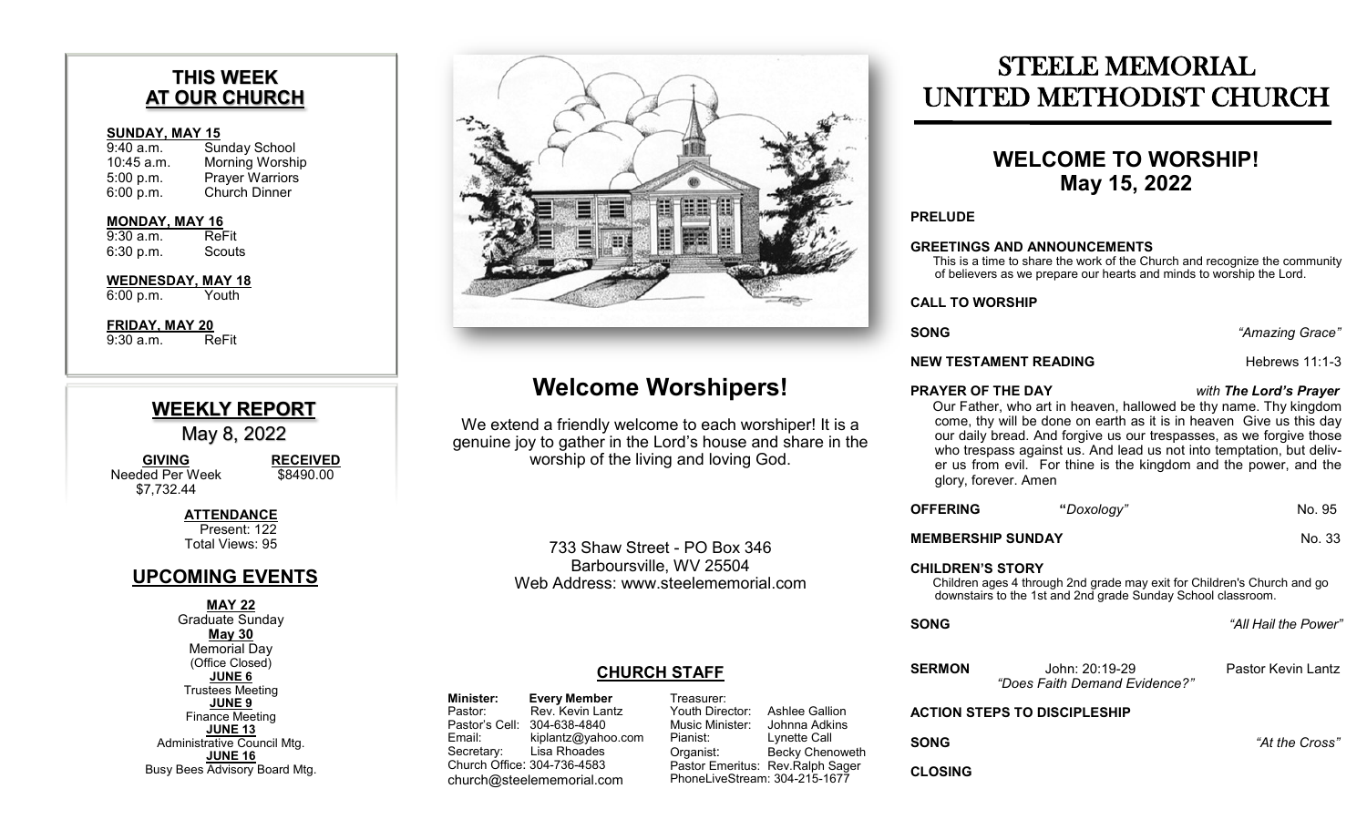## THIS WEEK AT OUR CHURCH

**SUNDAY, MAY 15**

| | |
|---|---|
| 9:40 a.m. | Sunday School |
| 10:45 a.m. | Morning Worship |
| 5:00 p.m. | Prayer Warriors |
| 6:00 p.m. | Church Dinner |

**MONDAY, MAY 16**

| | |
|---|---|
| 9:30 a.m. | ReFit |
| 6:30 p.m. | Scouts |

**WEDNESDAY, MAY 18**

| | |
|---|---|
| 6:00 p.m. | Youth |

**FRIDAY, MAY 20**

| | |
|---|---|
| 9:30 a.m. | ReFit |

## WEEKLY REPORT

May 8, 2022

| GIVING | RECEIVED |
|---|---|
| Needed Per Week $7,732.44 | $8490.00 |

**ATTENDANCE**
Present: 122
Total Views: 95

## UPCOMING EVENTS

**MAY 22**
Graduate Sunday
**May 30**
Memorial Day
(Office Closed)
**JUNE 6**
Trustees Meeting
**JUNE 9**
Finance Meeting
**JUNE 13**
Administrative Council Mtg.
**JUNE 16**
Busy Bees Advisory Board Mtg.

# Welcome Worshipers!

We extend a friendly welcome to each worshiper! It is a genuine joy to gather in the Lord's house and share in the worship of the living and loving God.

733 Shaw Street - PO Box 346
Barboursville, WV 25504
Web Address: www.steelememorial.com

## CHURCH STAFF

**Minister:** **Every Member**
Pastor: Rev. Kevin Lantz
Pastor's Cell: 304-638-4840
Email: kiplantz@yahoo.com
Secretary: Lisa Rhoades
Church Office: 304-736-4583
church@steelememorial.com

Treasurer:
Youth Director: Ashlee Gallion
Music Minister: Johnna Adkins
Pianist: Lynette Call
Organist: Becky Chenoweth
Pastor Emeritus: Rev.Ralph Sager
PhoneLiveStream: 304-215-1677

# STEELE MEMORIAL UNITED METHODIST CHURCH

## WELCOME TO WORSHIP!
## May 15, 2022

**PRELUDE**

**GREETINGS AND ANNOUNCEMENTS**
This is a time to share the work of the Church and recognize the community of believers as we prepare our hearts and minds to worship the Lord.

**CALL TO WORSHIP**

**SONG** — *"Amazing Grace"*

**NEW TESTAMENT READING** — Hebrews 11:1-3

**PRAYER OF THE DAY** — *with **The Lord's Prayer***
Our Father, who art in heaven, hallowed be thy name. Thy kingdom come, thy will be done on earth as it is in heaven Give us this day our daily bread. And forgive us our trespasses, as we forgive those who trespass against us. And lead us not into temptation, but deliver us from evil. For thine is the kingdom and the power, and the glory, forever. Amen

**OFFERING** — **"***Doxology"* — No. 95

**MEMBERSHIP SUNDAY** — No. 33

**CHILDREN'S STORY**
Children ages 4 through 2nd grade may exit for Children's Church and go downstairs to the 1st and 2nd grade Sunday School classroom.

**SONG** — *"All Hail the Power"*

**SERMON** — John: 20:19-29 — Pastor Kevin Lantz
*"Does Faith Demand Evidence?"*

**ACTION STEPS TO DISCIPLESHIP**

**SONG** — *"At the Cross"*

**CLOSING**